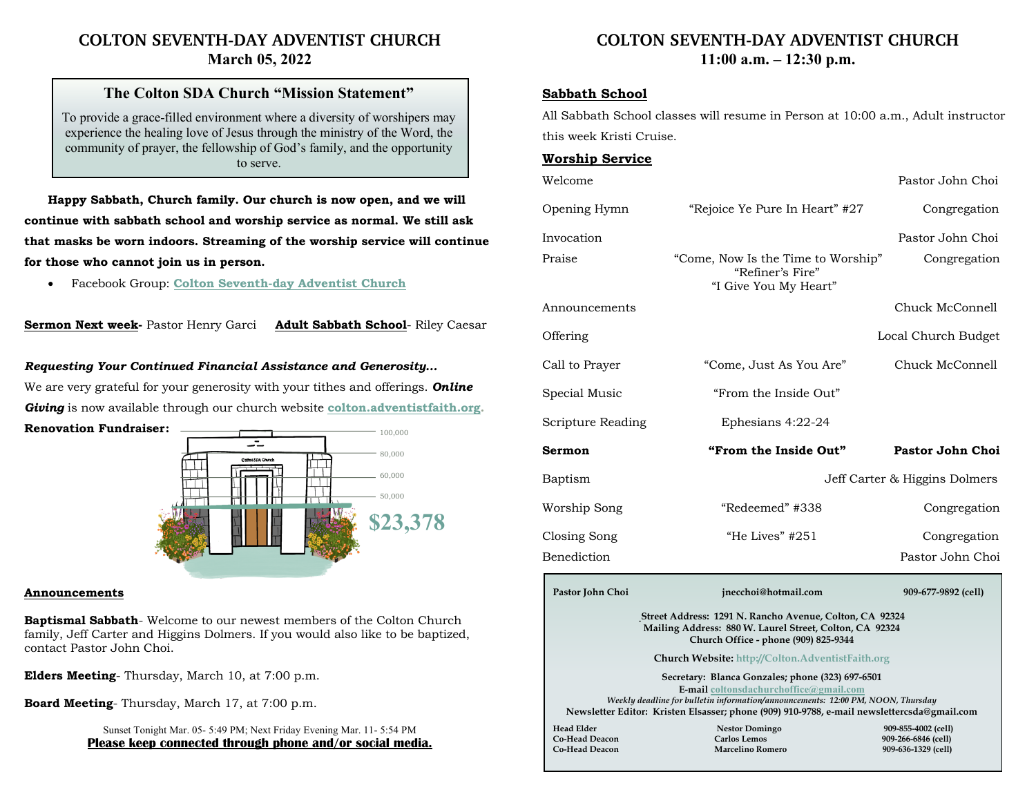# COLTON SEVENTH-DAY ADVENTIST CHURCH

## March 05, 2022

### The Colton SDA Church "Mission Statement"

To provide a grace-filled environment where a diversity of worshipers may experience the healing love of Jesus through the ministry of the Word, the community of prayer, the fellowship of God's family, and the opportunity to serve.

**Happy Sabbath, Church family. Our church is now open, and we will continue with sabbath school and worship service as normal. We still ask that masks be worn indoors. Streaming of the worship service will continue for those who cannot join us in person.**

- Facebook Group: **Colton Seventh-day Adventist Church**

**Sermon Next week-** Pastor Henry Garci **Adult Sabbath School**- Riley Caesar

***Requesting Your Continued Financial Assistance and Generosity…***

We are very grateful for your generosity with your tithes and offerings. ***Online Giving*** is now available through our church website **colton.adventistfaith.org**.

**Renovation Fundraiser:** 100,000 / 80,000 / 60,000 / 50,000 — **$23,378**

### Announcements

**Baptismal Sabbath**- Welcome to our newest members of the Colton Church family, Jeff Carter and Higgins Dolmers. If you would also like to be baptized, contact Pastor John Choi.

**Elders Meeting**- Thursday, March 10, at 7:00 p.m.

**Board Meeting**- Thursday, March 17, at 7:00 p.m.

Sunset Tonight Mar. 05- 5:49 PM; Next Friday Evening Mar. 11- 5:54 PM

**Please keep connected through phone and/or social media.**

# COLTON SEVENTH-DAY ADVENTIST CHURCH

## 11:00 a.m. – 12:30 p.m.

### Sabbath School

All Sabbath School classes will resume in Person at 10:00 a.m., Adult instructor this week Kristi Cruise.

### Worship Service

| | | |
|---|---|---|
| Welcome | | Pastor John Choi |
| Opening Hymn | "Rejoice Ye Pure In Heart" #27 | Congregation |
| Invocation | | Pastor John Choi |
| Praise | "Come, Now Is the Time to Worship" "Refiner's Fire" "I Give You My Heart" | Congregation |
| Announcements | | Chuck McConnell |
| Offering | | Local Church Budget |
| Call to Prayer | "Come, Just As You Are" | Chuck McConnell |
| Special Music | "From the Inside Out" | |
| Scripture Reading | Ephesians 4:22-24 | |
| **Sermon** | **"From the Inside Out"** | **Pastor John Choi** |
| Baptism | | Jeff Carter & Higgins Dolmers |
| Worship Song | "Redeemed" #338 | Congregation |
| Closing Song | "He Lives" #251 | Congregation |
| Benediction | | Pastor John Choi |

**Pastor John Choi** — **jnecchoi@hotmail.com** — **909-677-9892 (cell)**

**Street Address: 1291 N. Rancho Avenue, Colton, CA 92324**
**Mailing Address: 880 W. Laurel Street, Colton, CA 92324**
**Church Office - phone (909) 825-9344**

**Church Website: http://Colton.AdventistFaith.org**

**Secretary: Blanca Gonzales; phone (323) 697-6501**
**E-mail coltonsdachurchoffice@gmail.com**
*Weekly deadline for bulletin information/announcements: 12:00 PM, NOON, Thursday*
**Newsletter Editor: Kristen Elsasser; phone (909) 910-9788, e-mail newslettercsda@gmail.com**

| | | |
|---|---|---|
| **Head Elder** | **Nestor Domingo** | **909-855-4002 (cell)** |
| **Co-Head Deacon** | **Carlos Lemos** | **909-266-6846 (cell)** |
| **Co-Head Deacon** | **Marcelino Romero** | **909-636-1329 (cell)** |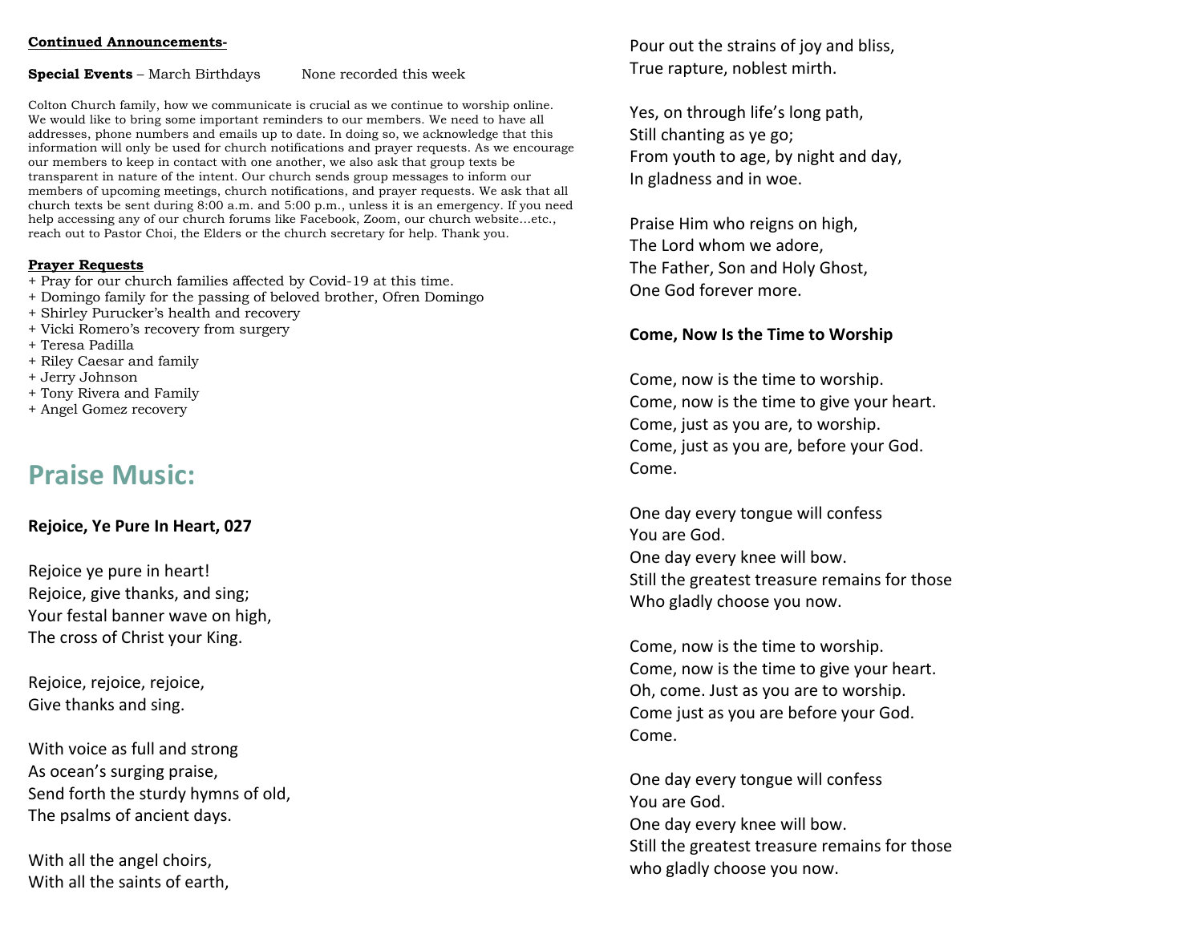**Continued Announcements-**

**Special Events** – March Birthdays None recorded this week

Colton Church family, how we communicate is crucial as we continue to worship online. We would like to bring some important reminders to our members. We need to have all addresses, phone numbers and emails up to date. In doing so, we acknowledge that this information will only be used for church notifications and prayer requests. As we encourage our members to keep in contact with one another, we also ask that group texts be transparent in nature of the intent. Our church sends group messages to inform our members of upcoming meetings, church notifications, and prayer requests. We ask that all church texts be sent during 8:00 a.m. and 5:00 p.m., unless it is an emergency. If you need help accessing any of our church forums like Facebook, Zoom, our church website…etc., reach out to Pastor Choi, the Elders or the church secretary for help. Thank you.

**Prayer Requests**

+ Pray for our church families affected by Covid-19 at this time.
+ Domingo family for the passing of beloved brother, Ofren Domingo
+ Shirley Purucker's health and recovery
+ Vicki Romero's recovery from surgery
+ Teresa Padilla
+ Riley Caesar and family
+ Jerry Johnson
+ Tony Rivera and Family
+ Angel Gomez recovery

## Praise Music:

**Rejoice, Ye Pure In Heart, 027**

Rejoice ye pure in heart!
Rejoice, give thanks, and sing;
Your festal banner wave on high,
The cross of Christ your King.

Rejoice, rejoice, rejoice,
Give thanks and sing.

With voice as full and strong
As ocean's surging praise,
Send forth the sturdy hymns of old,
The psalms of ancient days.

With all the angel choirs,
With all the saints of earth,
Pour out the strains of joy and bliss,
True rapture, noblest mirth.

Yes, on through life's long path,
Still chanting as ye go;
From youth to age, by night and day,
In gladness and in woe.

Praise Him who reigns on high,
The Lord whom we adore,
The Father, Son and Holy Ghost,
One God forever more.

**Come, Now Is the Time to Worship**

Come, now is the time to worship.
Come, now is the time to give your heart.
Come, just as you are, to worship.
Come, just as you are, before your God.
Come.

One day every tongue will confess
You are God.
One day every knee will bow.
Still the greatest treasure remains for those
Who gladly choose you now.

Come, now is the time to worship.
Come, now is the time to give your heart.
Oh, come. Just as you are to worship.
Come just as you are before your God.
Come.

One day every tongue will confess
You are God.
One day every knee will bow.
Still the greatest treasure remains for those
who gladly choose you now.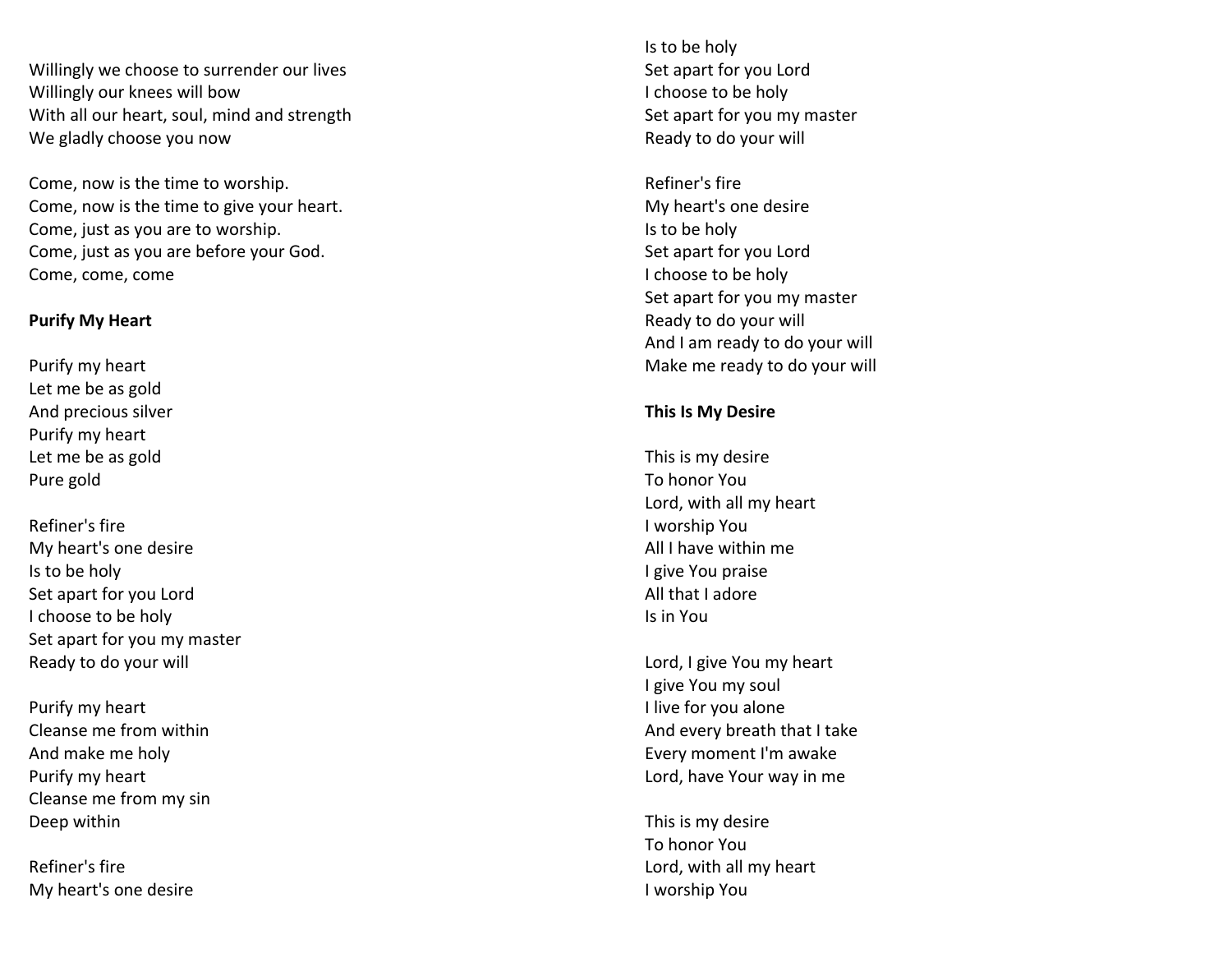Willingly we choose to surrender our lives
Willingly our knees will bow
With all our heart, soul, mind and strength
We gladly choose you now

Come, now is the time to worship.
Come, now is the time to give your heart.
Come, just as you are to worship.
Come, just as you are before your God.
Come, come, come

**Purify My Heart**

Purify my heart
Let me be as gold
And precious silver
Purify my heart
Let me be as gold
Pure gold

Refiner's fire
My heart's one desire
Is to be holy
Set apart for you Lord
I choose to be holy
Set apart for you my master
Ready to do your will

Purify my heart
Cleanse me from within
And make me holy
Purify my heart
Cleanse me from my sin
Deep within

Refiner's fire
My heart's one desire
Is to be holy
Set apart for you Lord
I choose to be holy
Set apart for you my master
Ready to do your will

Refiner's fire
My heart's one desire
Is to be holy
Set apart for you Lord
I choose to be holy
Set apart for you my master
Ready to do your will
And I am ready to do your will
Make me ready to do your will

**This Is My Desire**

This is my desire
To honor You
Lord, with all my heart
I worship You
All I have within me
I give You praise
All that I adore
Is in You

Lord, I give You my heart
I give You my soul
I live for you alone
And every breath that I take
Every moment I'm awake
Lord, have Your way in me

This is my desire
To honor You
Lord, with all my heart
I worship You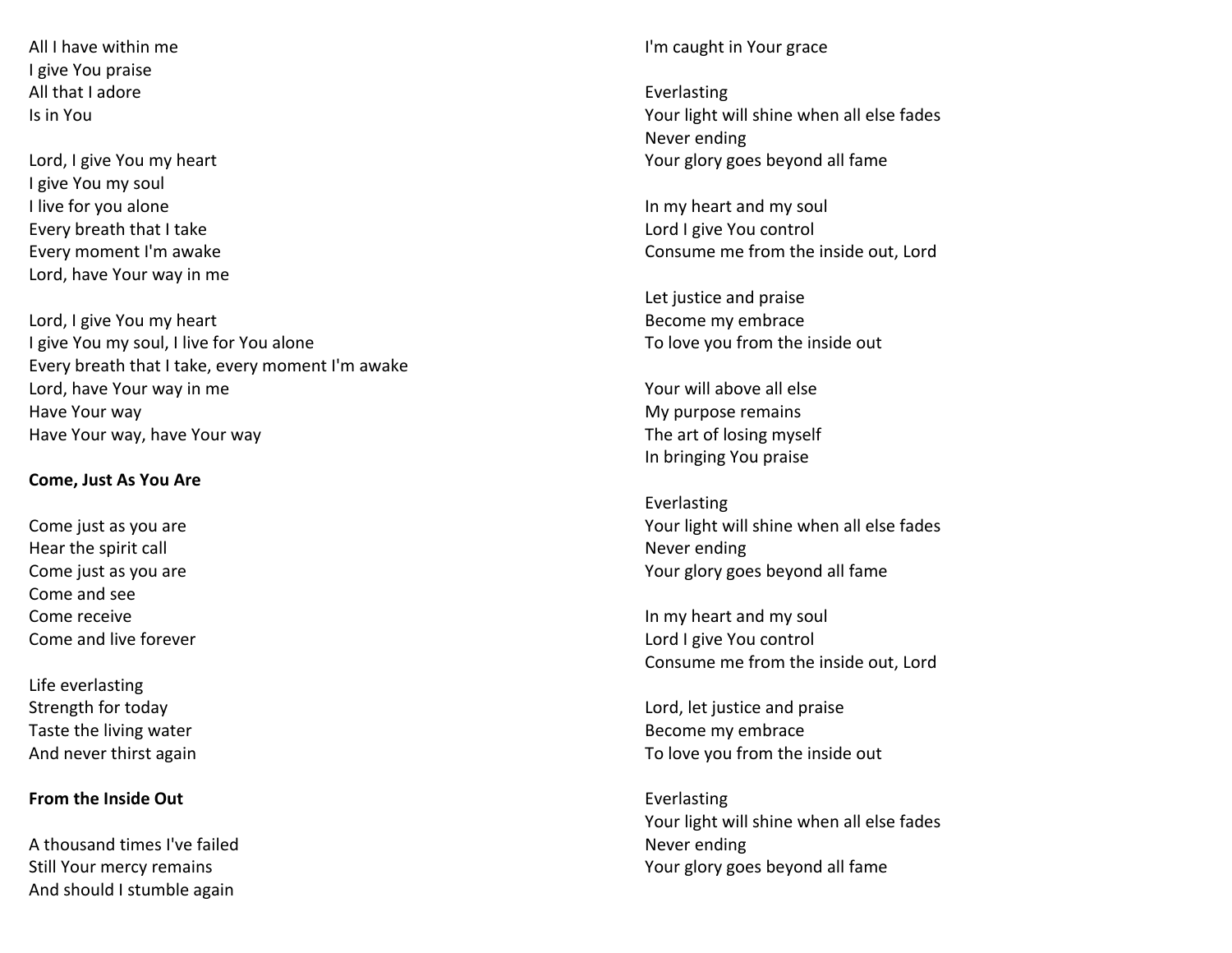All I have within me
I give You praise
All that I adore
Is in You

Lord, I give You my heart
I give You my soul
I live for you alone
Every breath that I take
Every moment I'm awake
Lord, have Your way in me

Lord, I give You my heart
I give You my soul, I live for You alone
Every breath that I take, every moment I'm awake
Lord, have Your way in me
Have Your way
Have Your way, have Your way

**Come, Just As You Are**

Come just as you are
Hear the spirit call
Come just as you are
Come and see
Come receive
Come and live forever

Life everlasting
Strength for today
Taste the living water
And never thirst again

**From the Inside Out**

A thousand times I've failed
Still Your mercy remains
And should I stumble again
I'm caught in Your grace

Everlasting
Your light will shine when all else fades
Never ending
Your glory goes beyond all fame

In my heart and my soul
Lord I give You control
Consume me from the inside out, Lord

Let justice and praise
Become my embrace
To love you from the inside out

Your will above all else
My purpose remains
The art of losing myself
In bringing You praise

Everlasting
Your light will shine when all else fades
Never ending
Your glory goes beyond all fame

In my heart and my soul
Lord I give You control
Consume me from the inside out, Lord

Lord, let justice and praise
Become my embrace
To love you from the inside out

Everlasting
Your light will shine when all else fades
Never ending
Your glory goes beyond all fame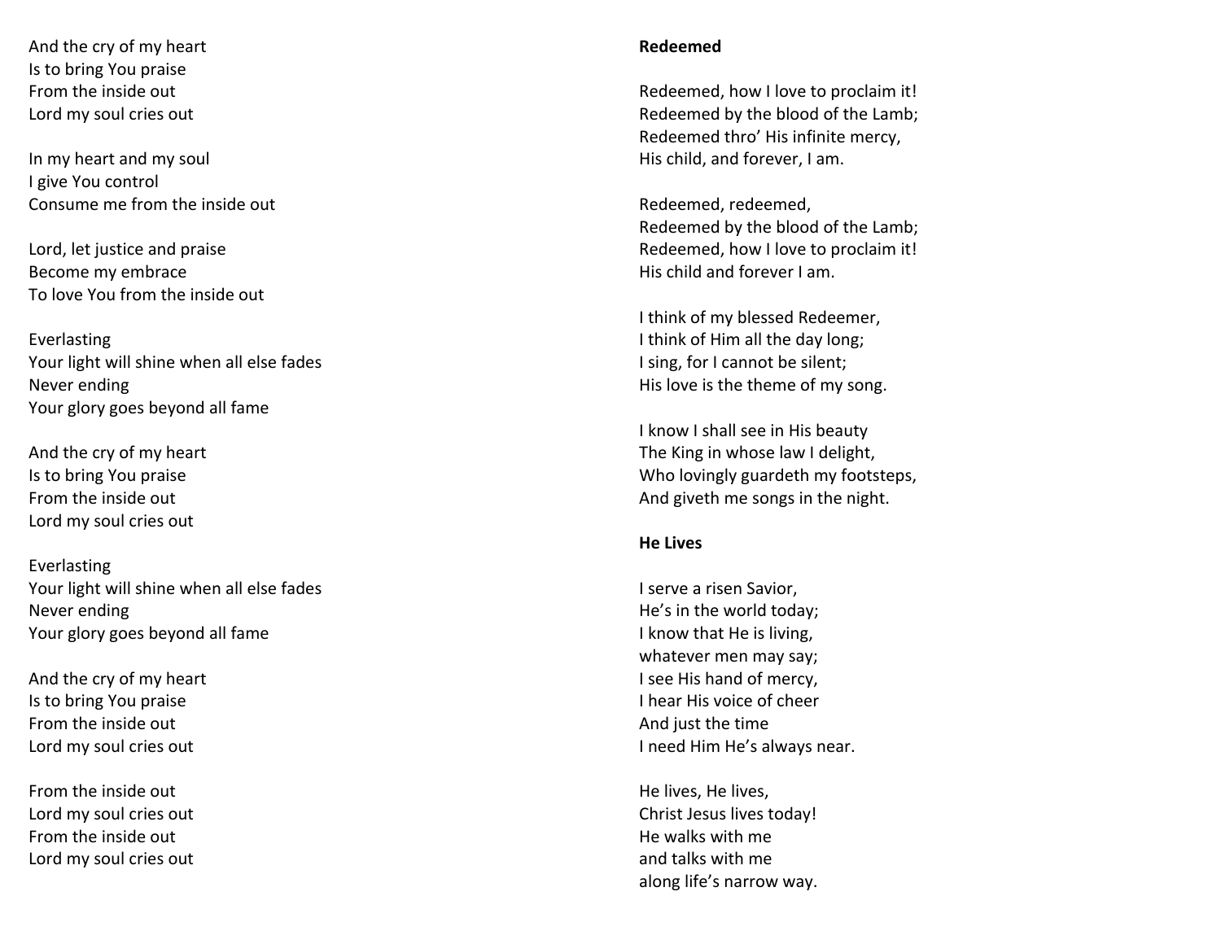And the cry of my heart
Is to bring You praise
From the inside out
Lord my soul cries out

In my heart and my soul
I give You control
Consume me from the inside out

Lord, let justice and praise
Become my embrace
To love You from the inside out

Everlasting
Your light will shine when all else fades
Never ending
Your glory goes beyond all fame

And the cry of my heart
Is to bring You praise
From the inside out
Lord my soul cries out

Everlasting
Your light will shine when all else fades
Never ending
Your glory goes beyond all fame

And the cry of my heart
Is to bring You praise
From the inside out
Lord my soul cries out

From the inside out
Lord my soul cries out
From the inside out
Lord my soul cries out

**Redeemed**

Redeemed, how I love to proclaim it!
Redeemed by the blood of the Lamb;
Redeemed thro' His infinite mercy,
His child, and forever, I am.

Redeemed, redeemed,
Redeemed by the blood of the Lamb;
Redeemed, how I love to proclaim it!
His child and forever I am.

I think of my blessed Redeemer,
I think of Him all the day long;
I sing, for I cannot be silent;
His love is the theme of my song.

I know I shall see in His beauty
The King in whose law I delight,
Who lovingly guardeth my footsteps,
And giveth me songs in the night.

**He Lives**

I serve a risen Savior,
He's in the world today;
I know that He is living,
whatever men may say;
I see His hand of mercy,
I hear His voice of cheer
And just the time
I need Him He's always near.

He lives, He lives,
Christ Jesus lives today!
He walks with me
and talks with me
along life's narrow way.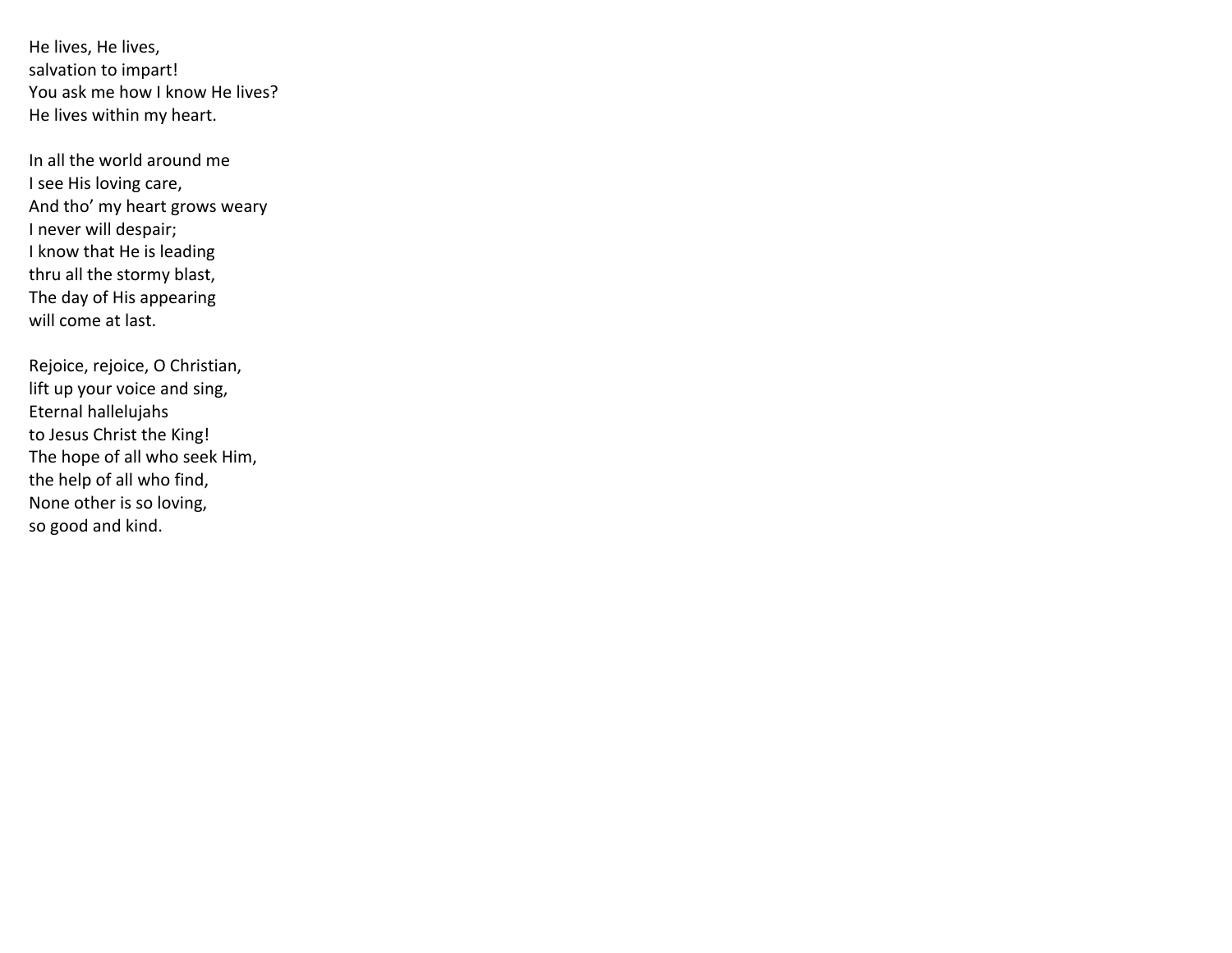He lives, He lives,
salvation to impart!
You ask me how I know He lives?
He lives within my heart.

In all the world around me
I see His loving care,
And tho' my heart grows weary
I never will despair;
I know that He is leading
thru all the stormy blast,
The day of His appearing
will come at last.

Rejoice, rejoice, O Christian,
lift up your voice and sing,
Eternal hallelujahs
to Jesus Christ the King!
The hope of all who seek Him,
the help of all who find,
None other is so loving,
so good and kind.